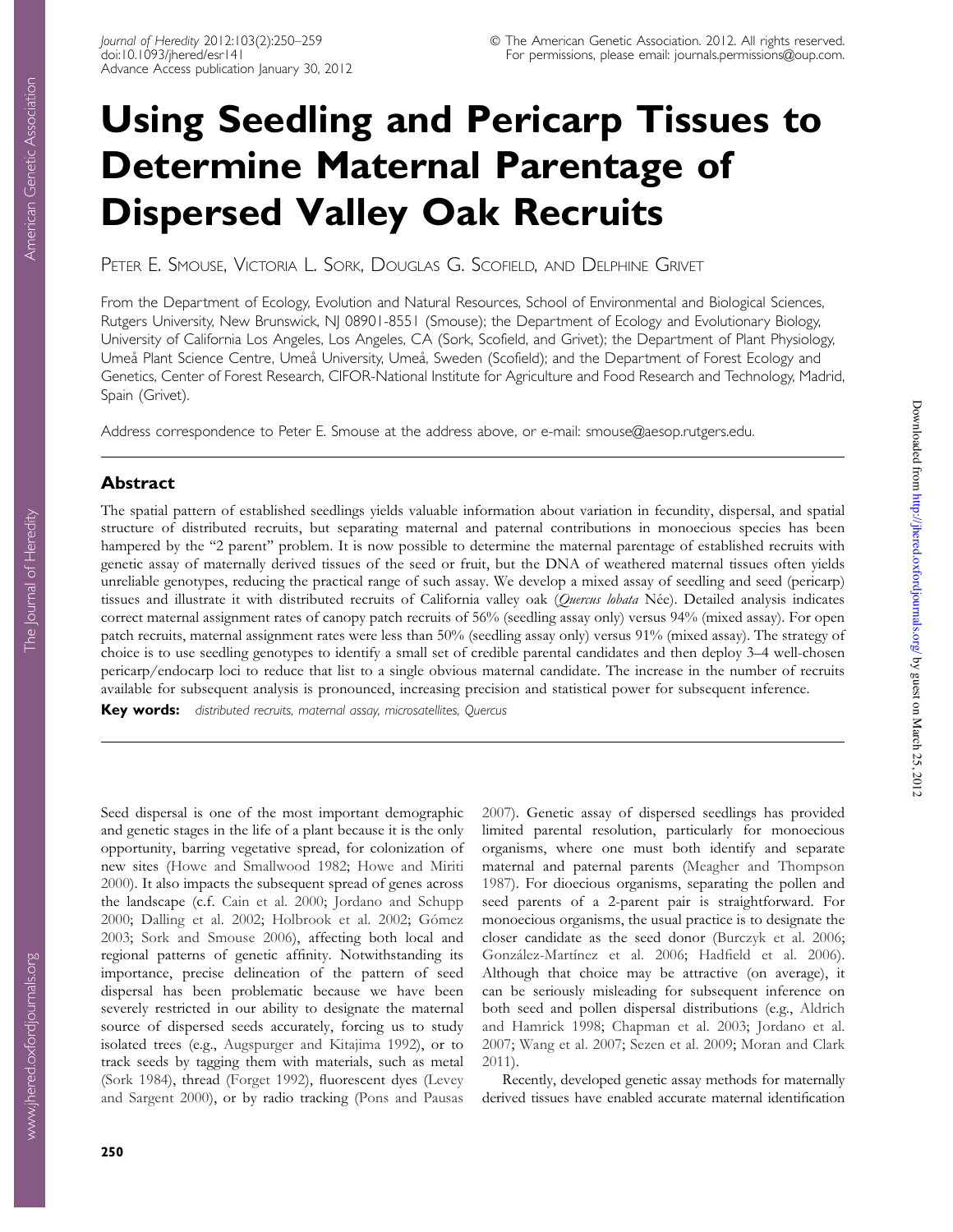# Using Seedling and Pericarp Tissues to Determine Maternal Parentage of Dispersed Valley Oak Recruits

Peter E. Smouse, Victoria L. Sork, Douglas G. Scofield, and Delphine Grivet

From the Department of Ecology, Evolution and Natural Resources, School of Environmental and Biological Sciences, Rutgers University, New Brunswick, NJ 08901-8551 (Smouse); the Department of Ecology and Evolutionary Biology, University of California Los Angeles, Los Angeles, CA (Sork, Scofield, and Grivet); the Department of Plant Physiology, Umeå Plant Science Centre, Umeå University, Umeå, Sweden (Scofield); and the Department of Forest Ecology and Genetics, Center of Forest Research, CIFOR-National Institute for Agriculture and Food Research and Technology, Madrid, Spain (Grivet).

Address correspondence to Peter E. Smouse at the address above, or e-mail: smouse@aesop.rutgers.edu.

## Abstract

The spatial pattern of established seedlings yields valuable information about variation in fecundity, dispersal, and spatial structure of distributed recruits, but separating maternal and paternal contributions in monoecious species has been hampered by the "2 parent" problem. It is now possible to determine the maternal parentage of established recruits with genetic assay of maternally derived tissues of the seed or fruit, but the DNA of weathered maternal tissues often yields unreliable genotypes, reducing the practical range of such assay. We develop a mixed assay of seedling and seed (pericarp) tissues and illustrate it with distributed recruits of California valley oak (*Quercus lobata* Née). Detailed analysis indicates correct maternal assignment rates of canopy patch recruits of 56% (seedling assay only) versus 94% (mixed assay). For open patch recruits, maternal assignment rates were less than 50% (seedling assay only) versus 91% (mixed assay). The strategy of choice is to use seedling genotypes to identify a small set of credible parental candidates and then deploy 3–4 well-chosen pericarp/endocarp loci to reduce that list to a single obvious maternal candidate. The increase in the number of recruits available for subsequent analysis is pronounced, increasing precision and statistical power for subsequent inference.

**Key words:** *distributed recruits, maternal assay, microsatellites, Quercus*

---

Seed dispersal is one of the most important demographic and genetic stages in the life of a plant because it is the only opportunity, barring vegetative spread, for colonization of new sites (Howe and Smallwood 1982; Howe and Miriti 2000). It also impacts the subsequent spread of genes across the landscape (c.f. Cain et al. 2000; Jordano and Schupp 2000; Dalling et al. 2002; Holbrook et al. 2002; Gómez 2003; Sork and Smouse 2006), affecting both local and regional patterns of genetic affinity. Notwithstanding its importance, precise delineation of the pattern of seed dispersal has been problematic because we have been severely restricted in our ability to designate the maternal source of dispersed seeds accurately, forcing us to study isolated trees (e.g., Augspurger and Kitajima 1992), or to track seeds by tagging them with materials, such as metal (Sork 1984), thread (Forget 1992), fluorescent dyes (Levey and Sargent 2000), or by radio tracking (Pons and Pausas 2007). Genetic assay of dispersed seedlings has provided limited parental resolution, particularly for monoecious organisms, where one must both identify and separate maternal and paternal parents (Meagher and Thompson 1987). For dioecious organisms, separating the pollen and seed parents of a 2-parent pair is straightforward. For monoecious organisms, the usual practice is to designate the closer candidate as the seed donor (Burczyk et al. 2006; González-Martínez et al. 2006; Hadfield et al. 2006). Although that choice may be attractive (on average), it can be seriously misleading for subsequent inference on both seed and pollen dispersal distributions (e.g., Aldrich and Hamrick 1998; Chapman et al. 2003; Jordano et al. 2007; Wang et al. 2007; Sezen et al. 2009; Moran and Clark 2011).

Recently, developed genetic assay methods for maternally derived tissues have enabled accurate maternal identification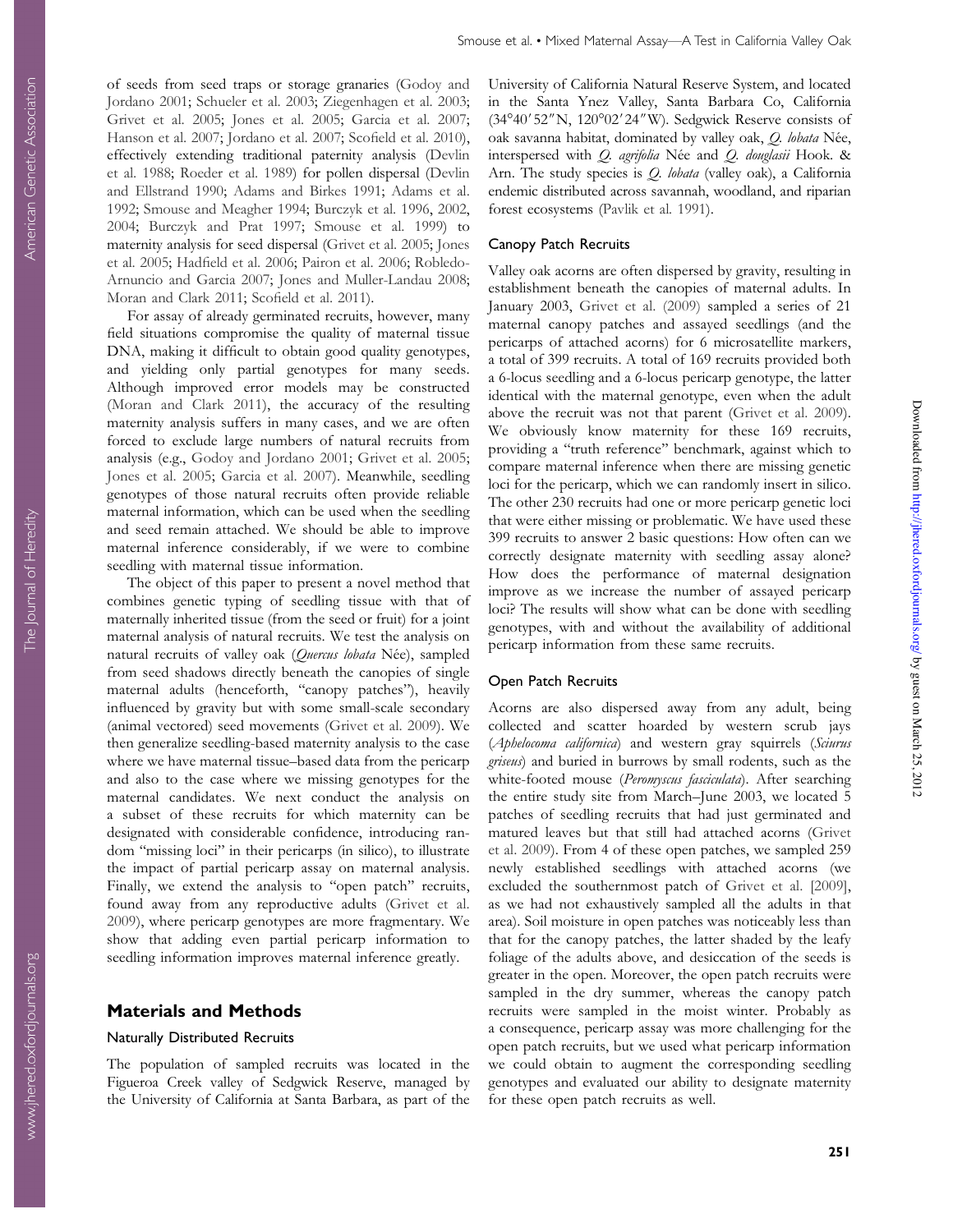of seeds from seed traps or storage granaries (Godoy and Jordano 2001; Schueler et al. 2003; Ziegenhagen et al. 2003; Grivet et al. 2005; Jones et al. 2005; Garcia et al. 2007; Hanson et al. 2007; Jordano et al. 2007; Scofield et al. 2010), effectively extending traditional paternity analysis (Devlin et al. 1988; Roeder et al. 1989) for pollen dispersal (Devlin and Ellstrand 1990; Adams and Birkes 1991; Adams et al. 1992; Smouse and Meagher 1994; Burczyk et al. 1996, 2002, 2004; Burczyk and Prat 1997; Smouse et al. 1999) to maternity analysis for seed dispersal (Grivet et al. 2005; Jones et al. 2005; Hadfield et al. 2006; Pairon et al. 2006; Robledo-Arnuncio and Garcia 2007; Jones and Muller-Landau 2008; Moran and Clark 2011; Scofield et al. 2011).

For assay of already germinated recruits, however, many field situations compromise the quality of maternal tissue DNA, making it difficult to obtain good quality genotypes, and yielding only partial genotypes for many seeds. Although improved error models may be constructed (Moran and Clark 2011), the accuracy of the resulting maternity analysis suffers in many cases, and we are often forced to exclude large numbers of natural recruits from analysis (e.g., Godoy and Jordano 2001; Grivet et al. 2005; Jones et al. 2005; Garcia et al. 2007). Meanwhile, seedling genotypes of those natural recruits often provide reliable maternal information, which can be used when the seedling and seed remain attached. We should be able to improve maternal inference considerably, if we were to combine seedling with maternal tissue information.

The object of this paper to present a novel method that combines genetic typing of seedling tissue with that of maternally inherited tissue (from the seed or fruit) for a joint maternal analysis of natural recruits. We test the analysis on natural recruits of valley oak (*Quercus lobata* Née), sampled from seed shadows directly beneath the canopies of single maternal adults (henceforth, "canopy patches"), heavily influenced by gravity but with some small-scale secondary (animal vectored) seed movements (Grivet et al. 2009). We then generalize seedling-based maternity analysis to the case where we have maternal tissue–based data from the pericarp and also to the case where we missing genotypes for the maternal candidates. We next conduct the analysis on a subset of these recruits for which maternity can be designated with considerable confidence, introducing random "missing loci" in their pericarps (in silico), to illustrate the impact of partial pericarp assay on maternal analysis. Finally, we extend the analysis to "open patch" recruits, found away from any reproductive adults (Grivet et al. 2009), where pericarp genotypes are more fragmentary. We show that adding even partial pericarp information to seedling information improves maternal inference greatly.

## Materials and Methods

### Naturally Distributed Recruits

The population of sampled recruits was located in the Figueroa Creek valley of Sedgwick Reserve, managed by the University of California at Santa Barbara, as part of the University of California Natural Reserve System, and located in the Santa Ynez Valley, Santa Barbara Co, California (34°40′52″N, 120°02′24″W). Sedgwick Reserve consists of oak savanna habitat, dominated by valley oak, *Q. lobata* Née, interspersed with *Q. agrifolia* Née and *Q. douglasii* Hook. & Arn. The study species is *Q. lobata* (valley oak), a California endemic distributed across savannah, woodland, and riparian forest ecosystems (Pavlik et al. 1991).

### Canopy Patch Recruits

Valley oak acorns are often dispersed by gravity, resulting in establishment beneath the canopies of maternal adults. In January 2003, Grivet et al. (2009) sampled a series of 21 maternal canopy patches and assayed seedlings (and the pericarps of attached acorns) for 6 microsatellite markers, a total of 399 recruits. A total of 169 recruits provided both a 6-locus seedling and a 6-locus pericarp genotype, the latter identical with the maternal genotype, even when the adult above the recruit was not that parent (Grivet et al. 2009). We obviously know maternity for these 169 recruits, providing a "truth reference" benchmark, against which to compare maternal inference when there are missing genetic loci for the pericarp, which we can randomly insert in silico. The other 230 recruits had one or more pericarp genetic loci that were either missing or problematic. We have used these 399 recruits to answer 2 basic questions: How often can we correctly designate maternity with seedling assay alone? How does the performance of maternal designation improve as we increase the number of assayed pericarp loci? The results will show what can be done with seedling genotypes, with and without the availability of additional pericarp information from these same recruits.

### Open Patch Recruits

Acorns are also dispersed away from any adult, being collected and scatter hoarded by western scrub jays (*Aphelocoma californica*) and western gray squirrels (*Sciurus griseus*) and buried in burrows by small rodents, such as the white-footed mouse (*Peromyscus fasciculata*). After searching the entire study site from March–June 2003, we located 5 patches of seedling recruits that had just germinated and matured leaves but that still had attached acorns (Grivet et al. 2009). From 4 of these open patches, we sampled 259 newly established seedlings with attached acorns (we excluded the southernmost patch of Grivet et al. [2009], as we had not exhaustively sampled all the adults in that area). Soil moisture in open patches was noticeably less than that for the canopy patches, the latter shaded by the leafy foliage of the adults above, and desiccation of the seeds is greater in the open. Moreover, the open patch recruits were sampled in the dry summer, whereas the canopy patch recruits were sampled in the moist winter. Probably as a consequence, pericarp assay was more challenging for the open patch recruits, but we used what pericarp information we could obtain to augment the corresponding seedling genotypes and evaluated our ability to designate maternity for these open patch recruits as well.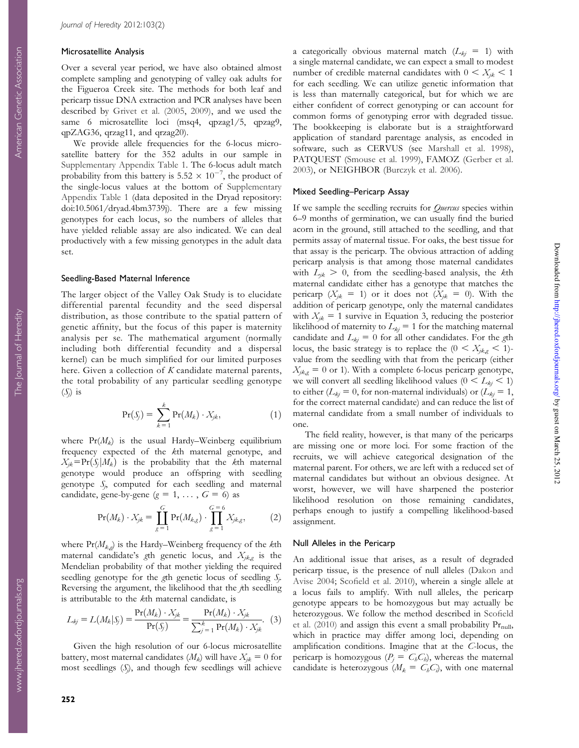## Microsatellite Analysis

Over a several year period, we have also obtained almost complete sampling and genotyping of valley oak adults for the Figueroa Creek site. The methods for both leaf and pericarp tissue DNA extraction and PCR analyses have been described by Grivet et al. (2005, 2009), and we used the same 6 microsatellite loci (msq4, qpzag1/5, qpzag9, qpZAG36, qrzag11, and qrzag20).

We provide allele frequencies for the 6-locus microsatellite battery for the 352 adults in our sample in Supplementary Appendix Table 1. The 6-locus adult match probability from this battery is $5.52 \times 10^{-7}$, the product of the single-locus values at the bottom of Supplementary Appendix Table 1 (data deposited in the Dryad repository: doi:10.5061/dryad.4bm3739j). There are a few missing genotypes for each locus, so the numbers of alleles that have yielded reliable assay are also indicated. We can deal productively with a few missing genotypes in the adult data set.

## Seedling-Based Maternal Inference

The larger object of the Valley Oak Study is to elucidate differential parental fecundity and the seed dispersal distribution, as those contribute to the spatial pattern of genetic affinity, but the focus of this paper is maternity analysis per se. The mathematical argument (normally including both differential fecundity and a dispersal kernel) can be much simplified for our limited purposes here. Given a collection of $K$ candidate maternal parents, the total probability of any particular seedling genotype ($S_j$) is

$$\Pr(S_j) = \sum_{k=1}^{k} \Pr(M_k) \cdot X_{jk}, \tag{1}$$

where $\Pr(M_k)$ is the usual Hardy–Weinberg equilibrium frequency expected of the $k$th maternal genotype, and $X_{jk} = \Pr(S_j|M_k)$ is the probability that the $k$th maternal genotype would produce an offspring with seedling genotype $S_j$, computed for each seedling and maternal candidate, gene-by-gene ($g = 1, \ldots, G = 6$) as

$$\Pr(M_k) \cdot X_{jk} = \prod_{g=1}^{G} \Pr(M_{k,g}) \cdot \prod_{g=1}^{G=6} X_{jk,g}, \tag{2}$$

where $\Pr(M_{k,g})$ is the Hardy–Weinberg frequency of the $k$th maternal candidate's $g$th genetic locus, and $X_{jk,g}$ is the Mendelian probability of that mother yielding the required seedling genotype for the $g$th genetic locus of seedling $S_j$. Reversing the argument, the likelihood that the $j$th seedling is attributable to the $k$th maternal candidate, is

$$L_{kj} = L(M_k|S_j) = \frac{\Pr(M_k) \cdot X_{jk}}{\Pr(S_j)} = \frac{\Pr(M_k) \cdot X_{jk}}{\sum_{j=1}^{k} \Pr(M_k) \cdot X_{jk}}. \tag{3}$$

Given the high resolution of our 6-locus microsatellite battery, most maternal candidates ($M_k$) will have $X_{jk} = 0$ for most seedlings ($S_j$), and though few seedlings will achieve a categorically obvious maternal match ($L_{kj} = 1$) with a single maternal candidate, we can expect a small to modest number of credible maternal candidates with $0 < X_{jk} < 1$ for each seedling. We can utilize genetic information that is less than maternally categorical, but for which we are either confident of correct genotyping or can account for common forms of genotyping error with degraded tissue. The bookkeeping is elaborate but is a straightforward application of standard parentage analysis, as encoded in software, such as CERVUS (see Marshall et al. 1998), PATQUEST (Smouse et al. 1999), FAMOZ (Gerber et al. 2003), or NEIGHBOR (Burczyk et al. 2006).

## Mixed Seedling–Pericarp Assay

If we sample the seedling recruits for *Quercus* species within 6–9 months of germination, we can usually find the buried acorn in the ground, still attached to the seedling, and that permits assay of maternal tissue. For oaks, the best tissue for that assay is the pericarp. The obvious attraction of adding pericarp analysis is that among those maternal candidates with $L_{jk} > 0$, from the seedling-based analysis, the $k$th maternal candidate either has a genotype that matches the pericarp ($X_{jk} = 1$) or it does not ($X_{jk} = 0$). With the addition of pericarp genotype, only the maternal candidates with $X_{jk} = 1$ survive in Equation 3, reducing the posterior likelihood of maternity to $L_{kj} = 1$ for the matching maternal candidate and $L_{kj} = 0$ for all other candidates. For the $g$th locus, the basic strategy is to replace the ($0 < X_{jk,g} < 1$)-value from the seedling with that from the pericarp (either $X_{jk,g} = 0$ or 1). With a complete 6-locus pericarp genotype, we will convert all seedling likelihood values ($0 < L_{kj} < 1$) to either ($L_{kj} = 0$, for non-maternal individuals) or ($L_{kj} = 1$, for the correct maternal candidate) and can reduce the list of maternal candidate from a small number of individuals to one.

The field reality, however, is that many of the pericarps are missing one or more loci. For some fraction of the recruits, we will achieve categorical designation of the maternal parent. For others, we are left with a reduced set of maternal candidates but without an obvious designee. At worst, however, we will have sharpened the posterior likelihood resolution on those remaining candidates, perhaps enough to justify a compelling likelihood-based assignment.

## Null Alleles in the Pericarp

An additional issue that arises, as a result of degraded pericarp tissue, is the presence of null alleles (Dakon and Avise 2004; Scofield et al. 2010), wherein a single allele at a locus fails to amplify. With null alleles, the pericarp genotype appears to be homozygous but may actually be heterozygous. We follow the method described in Scofield et al. (2010) and assign this event a small probability $\Pr_{\text{null}}$, which in practice may differ among loci, depending on amplification conditions. Imagine that at the $C$-locus, the pericarp is homozygous ($P_j = C_hC_h$), whereas the maternal candidate is heterozygous ($M_k = C_hC_i$), with one maternal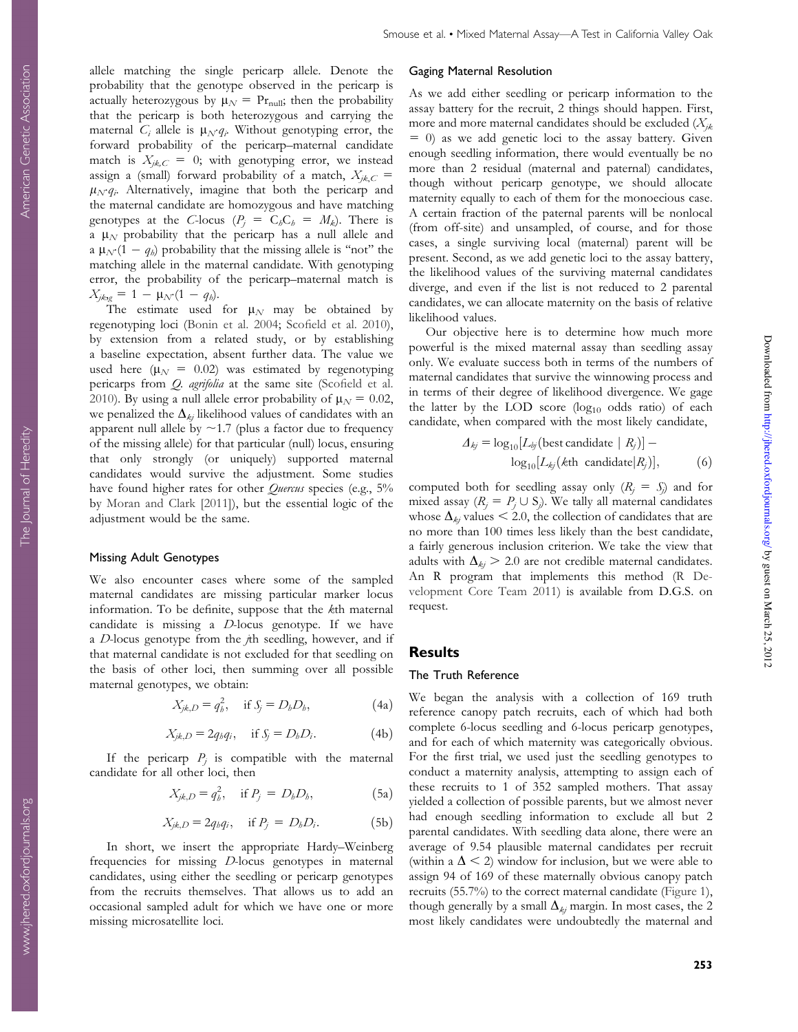allele matching the single pericarp allele. Denote the probability that the genotype observed in the pericarp is actually heterozygous by $\mu_N = \Pr_{\text{null}}$; then the probability that the pericarp is both heterozygous and carrying the maternal $C_i$ allele is $\mu_N \cdot q_i$. Without genotyping error, the forward probability of the pericarp–maternal candidate match is $X_{jk,C} = 0$; with genotyping error, we instead assign a (small) forward probability of a match, $X_{jk,C} = \mu_N \cdot q_i$. Alternatively, imagine that both the pericarp and the maternal candidate are homozygous and have matching genotypes at the $C$-locus ($P_j = C_bC_b = M_k$). There is a $\mu_N$ probability that the pericarp has a null allele and a $\mu_N \cdot (1 - q_b)$ probability that the missing allele is "not" the matching allele in the maternal candidate. With genotyping error, the probability of the pericarp–maternal match is $X_{jk,g} = 1 - \mu_N \cdot (1 - q_b)$.

The estimate used for $\mu_N$ may be obtained by regenotyping loci (Bonin et al. 2004; Scofield et al. 2010), by extension from a related study, or by establishing a baseline expectation, absent further data. The value we used here ($\mu_N = 0.02$) was estimated by regenotyping pericarps from *Q. agrifolia* at the same site (Scofield et al. 2010). By using a null allele error probability of $\mu_N = 0.02$, we penalized the $\Delta_{kj}$ likelihood values of candidates with an apparent null allele by ~1.7 (plus a factor due to frequency of the missing allele) for that particular (null) locus, ensuring that only strongly (or uniquely) supported maternal candidates would survive the adjustment. Some studies have found higher rates for other *Quercus* species (e.g., 5% by Moran and Clark [2011]), but the essential logic of the adjustment would be the same.

### Missing Adult Genotypes

We also encounter cases where some of the sampled maternal candidates are missing particular marker locus information. To be definite, suppose that the $k$th maternal candidate is missing a $D$-locus genotype. If we have a $D$-locus genotype from the $j$th seedling, however, and if that maternal candidate is not excluded for that seedling on the basis of other loci, then summing over all possible maternal genotypes, we obtain:

$$X_{jk,D} = q_b^2, \quad \text{if } S_j = D_bD_b, \tag{4a}$$

$$X_{jk,D} = 2q_bq_i, \quad \text{if } S_j = D_bD_i. \tag{4b}$$

If the pericarp $P_j$ is compatible with the maternal candidate for all other loci, then

$$X_{jk,D} = q_b^2, \quad \text{if } P_j = D_bD_b, \tag{5a}$$

$$X_{jk,D} = 2q_bq_i, \quad \text{if } P_j = D_bD_i. \tag{5b}$$

In short, we insert the appropriate Hardy–Weinberg frequencies for missing $D$-locus genotypes in maternal candidates, using either the seedling or pericarp genotypes from the recruits themselves. That allows us to add an occasional sampled adult for which we have one or more missing microsatellite loci.

### Gaging Maternal Resolution

As we add either seedling or pericarp information to the assay battery for the recruit, 2 things should happen. First, more and more maternal candidates should be excluded ($X_{jk} = 0$) as we add genetic loci to the assay battery. Given enough seedling information, there would eventually be no more than 2 residual (maternal and paternal) candidates, though without pericarp genotype, we should allocate maternity equally to each of them for the monoecious case. A certain fraction of the paternal parents will be nonlocal (from off-site) and unsampled, of course, and for those cases, a single surviving local (maternal) parent will be present. Second, as we add genetic loci to the assay battery, the likelihood values of the surviving maternal candidates diverge, and even if the list is not reduced to 2 parental candidates, we can allocate maternity on the basis of relative likelihood values.

Our objective here is to determine how much more powerful is the mixed maternal assay than seedling assay only. We evaluate success both in terms of the numbers of maternal candidates that survive the winnowing process and in terms of their degree of likelihood divergence. We gage the latter by the LOD score ($\log_{10}$ odds ratio) of each candidate, when compared with the most likely candidate,

$$\Delta_{kj} = \log_{10}[L_{bj}(\text{best candidate} \mid R_j)] - \log_{10}[L_{kj}(k\text{th candidate} \mid R_j)], \tag{6}$$

computed both for seedling assay only ($R_j = S_j$) and for mixed assay ($R_j = P_j \cup S_j$). We tally all maternal candidates whose $\Delta_{kj}$ values $< 2.0$, the collection of candidates that are no more than 100 times less likely than the best candidate, a fairly generous inclusion criterion. We take the view that adults with $\Delta_{kj} > 2.0$ are not credible maternal candidates. An R program that implements this method (R Development Core Team 2011) is available from D.G.S. on request.

## Results

### The Truth Reference

We began the analysis with a collection of 169 truth reference canopy patch recruits, each of which had both complete 6-locus seedling and 6-locus pericarp genotypes, and for each of which maternity was categorically obvious. For the first trial, we used just the seedling genotypes to conduct a maternity analysis, attempting to assign each of these recruits to 1 of 352 sampled mothers. That assay yielded a collection of possible parents, but we almost never had enough seedling information to exclude all but 2 parental candidates. With seedling data alone, there were an average of 9.54 plausible maternal candidates per recruit (within a $\Delta < 2$) window for inclusion, but we were able to assign 94 of 169 of these maternally obvious canopy patch recruits (55.7%) to the correct maternal candidate (Figure 1), though generally by a small $\Delta_{kj}$ margin. In most cases, the 2 most likely candidates were undoubtedly the maternal and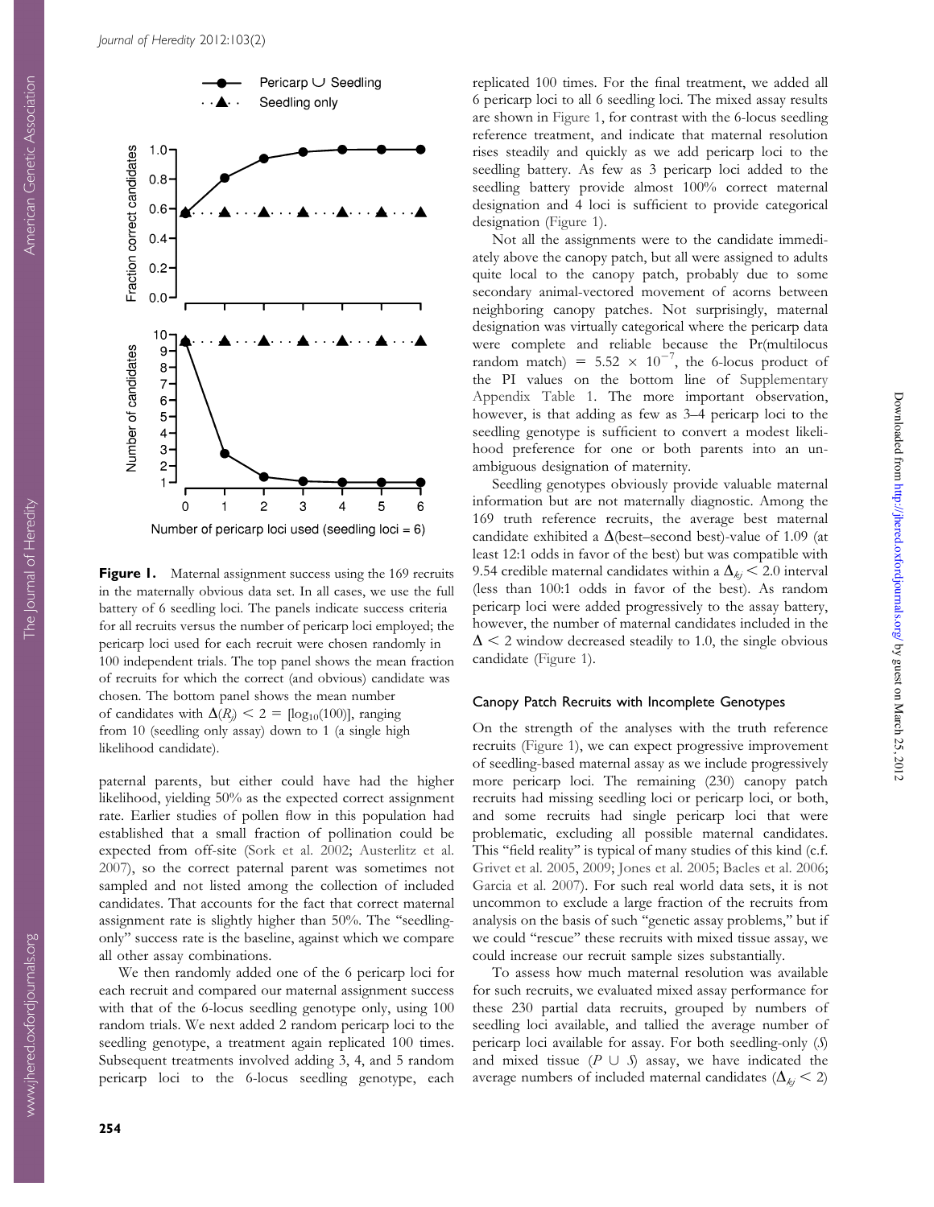**Figure 1.** Maternal assignment success using the 169 recruits in the maternally obvious data set. In all cases, we use the full battery of 6 seedling loci. The panels indicate success criteria for all recruits versus the number of pericarp loci employed; the pericarp loci used for each recruit were chosen randomly in 100 independent trials. The top panel shows the mean fraction of recruits for which the correct (and obvious) candidate was chosen. The bottom panel shows the mean number of candidates with $\Delta(R_j) < 2 = [\log_{10}(100)]$, ranging from 10 (seedling only assay) down to 1 (a single high likelihood candidate).

paternal parents, but either could have had the higher likelihood, yielding 50% as the expected correct assignment rate. Earlier studies of pollen flow in this population had established that a small fraction of pollination could be expected from off-site (Sork et al. 2002; Austerlitz et al. 2007), so the correct paternal parent was sometimes not sampled and not listed among the collection of included candidates. That accounts for the fact that correct maternal assignment rate is slightly higher than 50%. The "seedling-only" success rate is the baseline, against which we compare all other assay combinations.

We then randomly added one of the 6 pericarp loci for each recruit and compared our maternal assignment success with that of the 6-locus seedling genotype only, using 100 random trials. We next added 2 random pericarp loci to the seedling genotype, a treatment again replicated 100 times. Subsequent treatments involved adding 3, 4, and 5 random pericarp loci to the 6-locus seedling genotype, each replicated 100 times. For the final treatment, we added all 6 pericarp loci to all 6 seedling loci. The mixed assay results are shown in Figure 1, for contrast with the 6-locus seedling reference treatment, and indicate that maternal resolution rises steadily and quickly as we add pericarp loci to the seedling battery. As few as 3 pericarp loci added to the seedling battery provide almost 100% correct maternal designation and 4 loci is sufficient to provide categorical designation (Figure 1).

Not all the assignments were to the candidate immediately above the canopy patch, but all were assigned to adults quite local to the canopy patch, probably due to some secondary animal-vectored movement of acorns between neighboring canopy patches. Not surprisingly, maternal designation was virtually categorical where the pericarp data were complete and reliable because the Pr(multilocus random match) = $5.52 \times 10^{-7}$, the 6-locus product of the PI values on the bottom line of Supplementary Appendix Table 1. The more important observation, however, is that adding as few as 3–4 pericarp loci to the seedling genotype is sufficient to convert a modest likelihood preference for one or both parents into an unambiguous designation of maternity.

Seedling genotypes obviously provide valuable maternal information but are not maternally diagnostic. Among the 169 truth reference recruits, the average best maternal candidate exhibited a $\Delta$(best–second best)-value of 1.09 (at least 12:1 odds in favor of the best) but was compatible with 9.54 credible maternal candidates within a $\Delta_{kj} < 2.0$ interval (less than 100:1 odds in favor of the best). As random pericarp loci were added progressively to the assay battery, however, the number of maternal candidates included in the $\Delta < 2$ window decreased steadily to 1.0, the single obvious candidate (Figure 1).

## Canopy Patch Recruits with Incomplete Genotypes

On the strength of the analyses with the truth reference recruits (Figure 1), we can expect progressive improvement of seedling-based maternal assay as we include progressively more pericarp loci. The remaining (230) canopy patch recruits had missing seedling loci or pericarp loci, or both, and some recruits had single pericarp loci that were problematic, excluding all possible maternal candidates. This "field reality" is typical of many studies of this kind (c.f. Grivet et al. 2005, 2009; Jones et al. 2005; Bacles et al. 2006; Garcia et al. 2007). For such real world data sets, it is not uncommon to exclude a large fraction of the recruits from analysis on the basis of such "genetic assay problems," but if we could "rescue" these recruits with mixed tissue assay, we could increase our recruit sample sizes substantially.

To assess how much maternal resolution was available for such recruits, we evaluated mixed assay performance for these 230 partial data recruits, grouped by numbers of seedling loci available, and tallied the average number of pericarp loci available for assay. For both seedling-only ($S$) and mixed tissue ($P \cup S$) assay, we have indicated the average numbers of included maternal candidates ($\Delta_{kj} < 2$)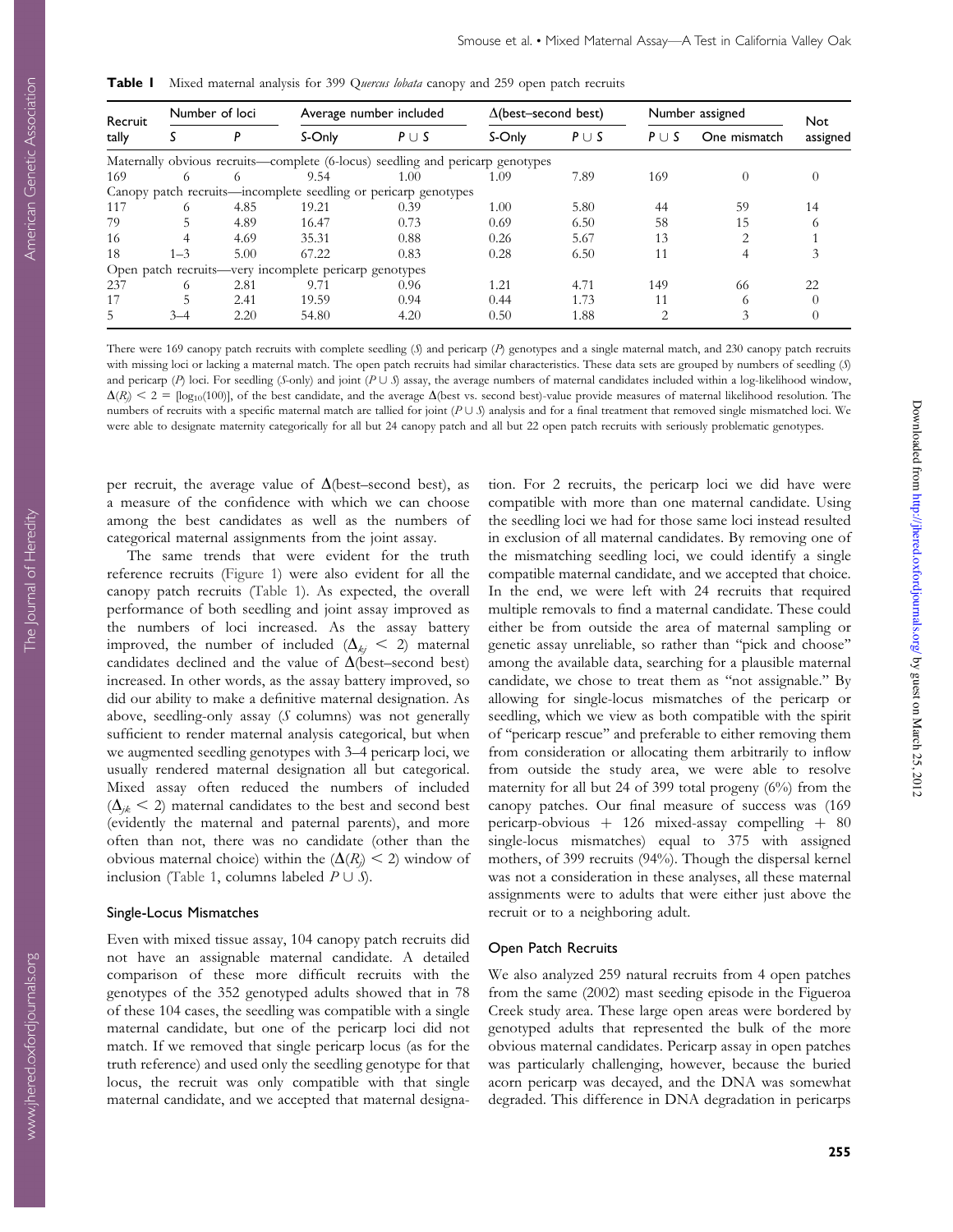**Table 1** Mixed maternal analysis for 399 *Quercus lobata* canopy and 259 open patch recruits

| Recruit tally | Number of loci | | Average number included | | Δ(best–second best) | | Number assigned | | Not assigned |
|---|---|---|---|---|---|---|---|---|---|
| | *S* | *P* | *S*-Only | *P* ∪ *S* | *S*-Only | *P* ∪ *S* | *P* ∪ *S* | One mismatch | |
| Maternally obvious recruits—complete (6-locus) seedling and pericarp genotypes | | | | | | | | | |
| 169 | 6 | 6 | 9.54 | 1.00 | 1.09 | 7.89 | 169 | 0 | 0 |
| Canopy patch recruits—incomplete seedling or pericarp genotypes | | | | | | | | | |
| 117 | 6 | 4.85 | 19.21 | 0.39 | 1.00 | 5.80 | 44 | 59 | 14 |
| 79 | 5 | 4.89 | 16.47 | 0.73 | 0.69 | 6.50 | 58 | 15 | 6 |
| 16 | 4 | 4.69 | 35.31 | 0.88 | 0.26 | 5.67 | 13 | 2 | 1 |
| 18 | 1–3 | 5.00 | 67.22 | 0.83 | 0.28 | 6.50 | 11 | 4 | 3 |
| Open patch recruits—very incomplete pericarp genotypes | | | | | | | | | |
| 237 | 6 | 2.81 | 9.71 | 0.96 | 1.21 | 4.71 | 149 | 66 | 22 |
| 17 | 5 | 2.41 | 19.59 | 0.94 | 0.44 | 1.73 | 11 | 6 | 0 |
| 5 | 3–4 | 2.20 | 54.80 | 4.20 | 0.50 | 1.88 | 2 | 3 | 0 |

There were 169 canopy patch recruits with complete seedling (*S*) and pericarp (*P*) genotypes and a single maternal match, and 230 canopy patch recruits with missing loci or lacking a maternal match. The open patch recruits had similar characteristics. These data sets are grouped by numbers of seedling (*S*) and pericarp (*P*) loci. For seedling (*S*-only) and joint ($P \cup S$) assay, the average numbers of maternal candidates included within a log-likelihood window, $\Delta(R_j) < 2 = [\log_{10}(100)]$, of the best candidate, and the average Δ(best vs. second best)-value provide measures of maternal likelihood resolution. The numbers of recruits with a specific maternal match are tallied for joint ($P \cup S$) analysis and for a final treatment that removed single mismatched loci. We were able to designate maternity categorically for all but 24 canopy patch and all but 22 open patch recruits with seriously problematic genotypes.

per recruit, the average value of Δ(best–second best), as a measure of the confidence with which we can choose among the best candidates as well as the numbers of categorical maternal assignments from the joint assay.

The same trends that were evident for the truth reference recruits (Figure 1) were also evident for all the canopy patch recruits (Table 1). As expected, the overall performance of both seedling and joint assay improved as the numbers of loci increased. As the assay battery improved, the number of included ($\Delta_{kj} < 2$) maternal candidates declined and the value of Δ(best–second best) increased. In other words, as the assay battery improved, so did our ability to make a definitive maternal designation. As above, seedling-only assay (*S* columns) was not generally sufficient to render maternal analysis categorical, but when we augmented seedling genotypes with 3–4 pericarp loci, we usually rendered maternal designation all but categorical. Mixed assay often reduced the numbers of included ($\Delta_{jk} < 2$) maternal candidates to the best and second best (evidently the maternal and paternal parents), and more often than not, there was no candidate (other than the obvious maternal choice) within the ($\Delta(R_j) < 2$) window of inclusion (Table 1, columns labeled $P \cup S$).

### Single-Locus Mismatches

Even with mixed tissue assay, 104 canopy patch recruits did not have an assignable maternal candidate. A detailed comparison of these more difficult recruits with the genotypes of the 352 genotyped adults showed that in 78 of these 104 cases, the seedling was compatible with a single maternal candidate, but one of the pericarp loci did not match. If we removed that single pericarp locus (as for the truth reference) and used only the seedling genotype for that locus, the recruit was only compatible with that single maternal candidate, and we accepted that maternal designation. For 2 recruits, the pericarp loci we did have were compatible with more than one maternal candidate. Using the seedling loci we had for those same loci instead resulted in exclusion of all maternal candidates. By removing one of the mismatching seedling loci, we could identify a single compatible maternal candidate, and we accepted that choice. In the end, we were left with 24 recruits that required multiple removals to find a maternal candidate. These could either be from outside the area of maternal sampling or genetic assay unreliable, so rather than "pick and choose" among the available data, searching for a plausible maternal candidate, we chose to treat them as "not assignable." By allowing for single-locus mismatches of the pericarp or seedling, which we view as both compatible with the spirit of "pericarp rescue" and preferable to either removing them from consideration or allocating them arbitrarily to inflow from outside the study area, we were able to resolve maternity for all but 24 of 399 total progeny (6%) from the canopy patches. Our final measure of success was (169 pericarp-obvious + 126 mixed-assay compelling + 80 single-locus mismatches) equal to 375 with assigned mothers, of 399 recruits (94%). Though the dispersal kernel was not a consideration in these analyses, all these maternal assignments were to adults that were either just above the recruit or to a neighboring adult.

### Open Patch Recruits

We also analyzed 259 natural recruits from 4 open patches from the same (2002) mast seeding episode in the Figueroa Creek study area. These large open areas were bordered by genotyped adults that represented the bulk of the more obvious maternal candidates. Pericarp assay in open patches was particularly challenging, however, because the buried acorn pericarp was decayed, and the DNA was somewhat degraded. This difference in DNA degradation in pericarps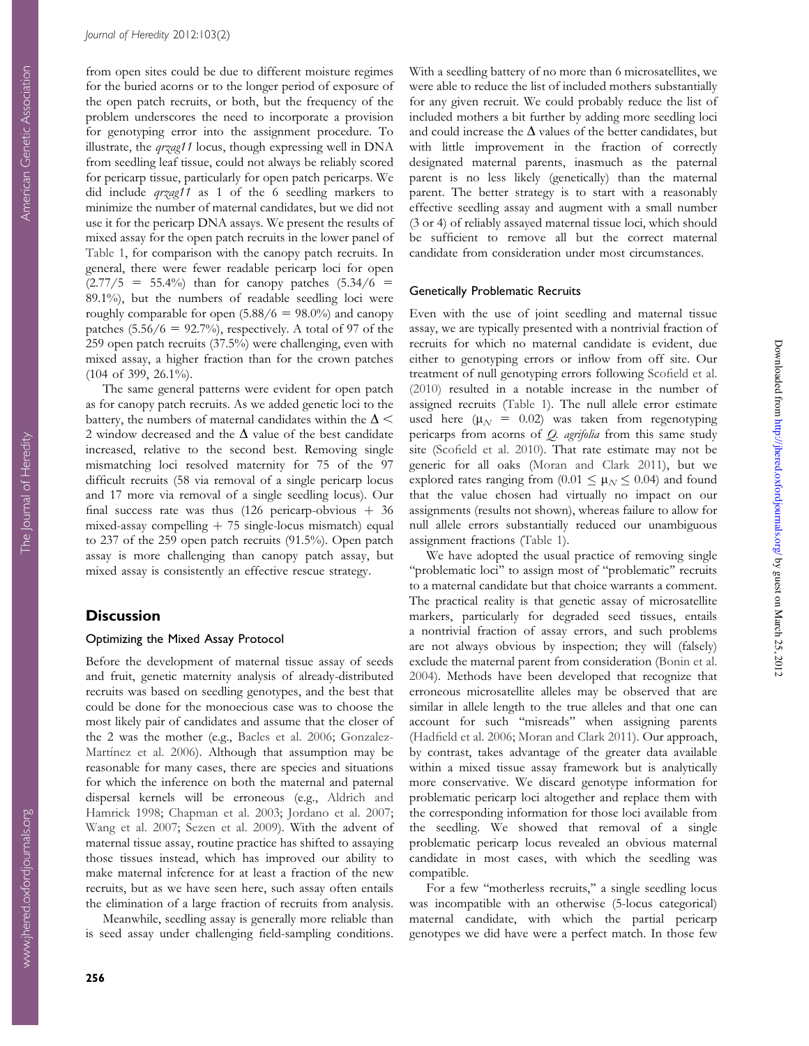from open sites could be due to different moisture regimes for the buried acorns or to the longer period of exposure of the open patch recruits, or both, but the frequency of the problem underscores the need to incorporate a provision for genotyping error into the assignment procedure. To illustrate, the *qrzag11* locus, though expressing well in DNA from seedling leaf tissue, could not always be reliably scored for pericarp tissue, particularly for open patch pericarps. We did include *qrzag11* as 1 of the 6 seedling markers to minimize the number of maternal candidates, but we did not use it for the pericarp DNA assays. We present the results of mixed assay for the open patch recruits in the lower panel of Table 1, for comparison with the canopy patch recruits. In general, there were fewer readable pericarp loci for open ($2.77/5 = 55.4\%$) than for canopy patches ($5.34/6 = 89.1\%$), but the numbers of readable seedling loci were roughly comparable for open ($5.88/6 = 98.0\%$) and canopy patches ($5.56/6 = 92.7\%$), respectively. A total of 97 of the 259 open patch recruits (37.5%) were challenging, even with mixed assay, a higher fraction than for the crown patches (104 of 399, 26.1%).

The same general patterns were evident for open patch as for canopy patch recruits. As we added genetic loci to the battery, the numbers of maternal candidates within the $\Delta < 2$ window decreased and the $\Delta$ value of the best candidate increased, relative to the second best. Removing single mismatching loci resolved maternity for 75 of the 97 difficult recruits (58 via removal of a single pericarp locus and 17 more via removal of a single seedling locus). Our final success rate was thus (126 pericarp-obvious + 36 mixed-assay compelling + 75 single-locus mismatch) equal to 237 of the 259 open patch recruits (91.5%). Open patch assay is more challenging than canopy patch assay, but mixed assay is consistently an effective rescue strategy.

## Discussion

### Optimizing the Mixed Assay Protocol

Before the development of maternal tissue assay of seeds and fruit, genetic maternity analysis of already-distributed recruits was based on seedling genotypes, and the best that could be done for the monoecious case was to choose the most likely pair of candidates and assume that the closer of the 2 was the mother (e.g., Bacles et al. 2006; Gonzalez-Martínez et al. 2006). Although that assumption may be reasonable for many cases, there are species and situations for which the inference on both the maternal and paternal dispersal kernels will be erroneous (e.g., Aldrich and Hamrick 1998; Chapman et al. 2003; Jordano et al. 2007; Wang et al. 2007; Sezen et al. 2009). With the advent of maternal tissue assay, routine practice has shifted to assaying those tissues instead, which has improved our ability to make maternal inference for at least a fraction of the new recruits, but as we have seen here, such assay often entails the elimination of a large fraction of recruits from analysis.

Meanwhile, seedling assay is generally more reliable than is seed assay under challenging field-sampling conditions. With a seedling battery of no more than 6 microsatellites, we were able to reduce the list of included mothers substantially for any given recruit. We could probably reduce the list of included mothers a bit further by adding more seedling loci and could increase the $\Delta$ values of the better candidates, but with little improvement in the fraction of correctly designated maternal parents, inasmuch as the paternal parent is no less likely (genetically) than the maternal parent. The better strategy is to start with a reasonably effective seedling assay and augment with a small number (3 or 4) of reliably assayed maternal tissue loci, which should be sufficient to remove all but the correct maternal candidate from consideration under most circumstances.

### Genetically Problematic Recruits

Even with the use of joint seedling and maternal tissue assay, we are typically presented with a nontrivial fraction of recruits for which no maternal candidate is evident, due either to genotyping errors or inflow from off site. Our treatment of null genotyping errors following Scofield et al. (2010) resulted in a notable increase in the number of assigned recruits (Table 1). The null allele error estimate used here ($\mu_N = 0.02$) was taken from regenotyping pericarps from acorns of *Q. agrifolia* from this same study site (Scofield et al. 2010). That rate estimate may not be generic for all oaks (Moran and Clark 2011), but we explored rates ranging from ($0.01 \leq \mu_N \leq 0.04$) and found that the value chosen had virtually no impact on our assignments (results not shown), whereas failure to allow for null allele errors substantially reduced our unambiguous assignment fractions (Table 1).

We have adopted the usual practice of removing single "problematic loci" to assign most of "problematic" recruits to a maternal candidate but that choice warrants a comment. The practical reality is that genetic assay of microsatellite markers, particularly for degraded seed tissues, entails a nontrivial fraction of assay errors, and such problems are not always obvious by inspection; they will (falsely) exclude the maternal parent from consideration (Bonin et al. 2004). Methods have been developed that recognize that erroneous microsatellite alleles may be observed that are similar in allele length to the true alleles and that one can account for such "misreads" when assigning parents (Hadfield et al. 2006; Moran and Clark 2011). Our approach, by contrast, takes advantage of the greater data available within a mixed tissue assay framework but is analytically more conservative. We discard genotype information for problematic pericarp loci altogether and replace them with the corresponding information for those loci available from the seedling. We showed that removal of a single problematic pericarp locus revealed an obvious maternal candidate in most cases, with which the seedling was compatible.

For a few "motherless recruits," a single seedling locus was incompatible with an otherwise (5-locus categorical) maternal candidate, with which the partial pericarp genotypes we did have were a perfect match. In those few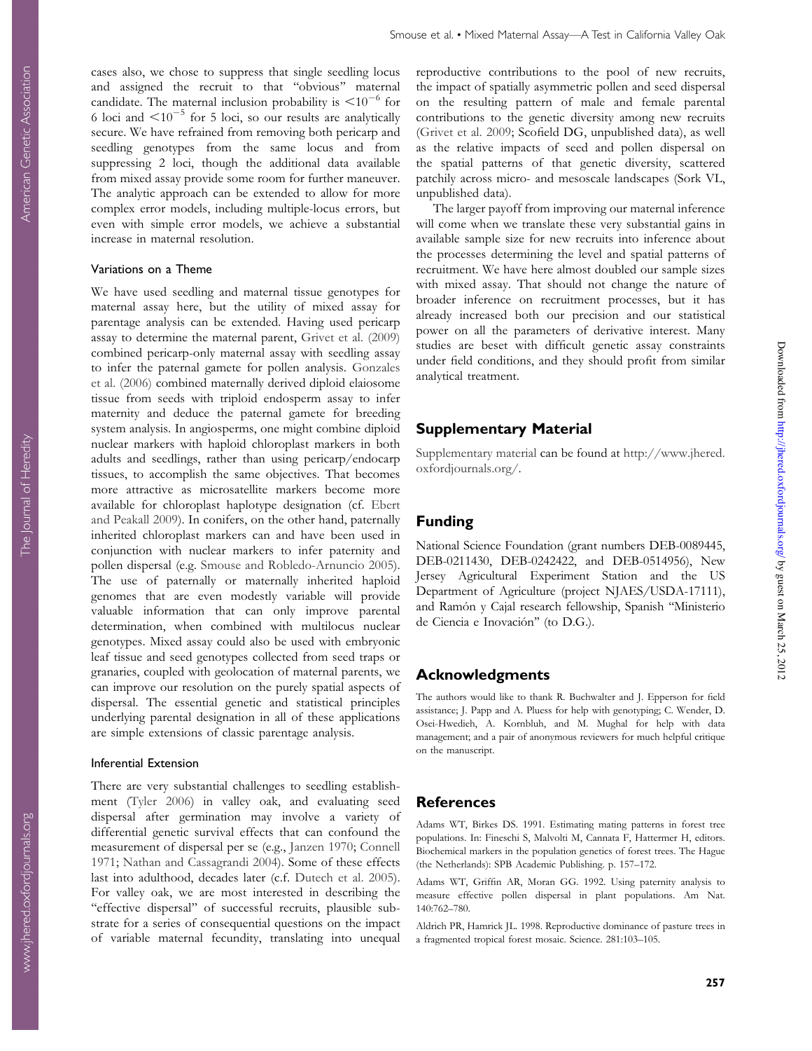cases also, we chose to suppress that single seedling locus and assigned the recruit to that "obvious" maternal candidate. The maternal inclusion probability is $<10^{-6}$ for 6 loci and $<10^{-5}$ for 5 loci, so our results are analytically secure. We have refrained from removing both pericarp and seedling genotypes from the same locus and from suppressing 2 loci, though the additional data available from mixed assay provide some room for further maneuver. The analytic approach can be extended to allow for more complex error models, including multiple-locus errors, but even with simple error models, we achieve a substantial increase in maternal resolution.

### Variations on a Theme

We have used seedling and maternal tissue genotypes for maternal assay here, but the utility of mixed assay for parentage analysis can be extended. Having used pericarp assay to determine the maternal parent, Grivet et al. (2009) combined pericarp-only maternal assay with seedling assay to infer the paternal gamete for pollen analysis. Gonzales et al. (2006) combined maternally derived diploid elaiosome tissue from seeds with triploid endosperm assay to infer maternity and deduce the paternal gamete for breeding system analysis. In angiosperms, one might combine diploid nuclear markers with haploid chloroplast markers in both adults and seedlings, rather than using pericarp/endocarp tissues, to accomplish the same objectives. That becomes more attractive as microsatellite markers become more available for chloroplast haplotype designation (cf. Ebert and Peakall 2009). In conifers, on the other hand, paternally inherited chloroplast markers can and have been used in conjunction with nuclear markers to infer paternity and pollen dispersal (e.g. Smouse and Robledo-Arnuncio 2005). The use of paternally or maternally inherited haploid genomes that are even modestly variable will provide valuable information that can only improve parental determination, when combined with multilocus nuclear genotypes. Mixed assay could also be used with embryonic leaf tissue and seed genotypes collected from seed traps or granaries, coupled with geolocation of maternal parents, we can improve our resolution on the purely spatial aspects of dispersal. The essential genetic and statistical principles underlying parental designation in all of these applications are simple extensions of classic parentage analysis.

### Inferential Extension

There are very substantial challenges to seedling establishment (Tyler 2006) in valley oak, and evaluating seed dispersal after germination may involve a variety of differential genetic survival effects that can confound the measurement of dispersal per se (e.g., Janzen 1970; Connell 1971; Nathan and Cassagrandi 2004). Some of these effects last into adulthood, decades later (c.f. Dutech et al. 2005). For valley oak, we are most interested in describing the "effective dispersal" of successful recruits, plausible substrate for a series of consequential questions on the impact of variable maternal fecundity, translating into unequal reproductive contributions to the pool of new recruits, the impact of spatially asymmetric pollen and seed dispersal on the resulting pattern of male and female parental contributions to the genetic diversity among new recruits (Grivet et al. 2009; Scofield DG, unpublished data), as well as the relative impacts of seed and pollen dispersal on the spatial patterns of that genetic diversity, scattered patchily across micro- and mesoscale landscapes (Sork VL, unpublished data).

The larger payoff from improving our maternal inference will come when we translate these very substantial gains in available sample size for new recruits into inference about the processes determining the level and spatial patterns of recruitment. We have here almost doubled our sample sizes with mixed assay. That should not change the nature of broader inference on recruitment processes, but it has already increased both our precision and our statistical power on all the parameters of derivative interest. Many studies are beset with difficult genetic assay constraints under field conditions, and they should profit from similar analytical treatment.

## Supplementary Material

Supplementary material can be found at http://www.jhered.oxfordjournals.org/.

## Funding

National Science Foundation (grant numbers DEB-0089445, DEB-0211430, DEB-0242422, and DEB-0514956), New Jersey Agricultural Experiment Station and the US Department of Agriculture (project NJAES/USDA-17111), and Ramón y Cajal research fellowship, Spanish "Ministerio de Ciencia e Inovación" (to D.G.).

## Acknowledgments

The authors would like to thank R. Buchwalter and J. Epperson for field assistance; J. Papp and A. Pluess for help with genotyping; C. Wender, D. Osei-Hwedieh, A. Kornbluh, and M. Mughal for help with data management; and a pair of anonymous reviewers for much helpful critique on the manuscript.

## References

Adams WT, Birkes DS. 1991. Estimating mating patterns in forest tree populations. In: Fineschi S, Malvolti M, Cannata F, Hattermer H, editors. Biochemical markers in the population genetics of forest trees. The Hague (the Netherlands): SPB Academic Publishing. p. 157–172.

Adams WT, Griffin AR, Moran GG. 1992. Using paternity analysis to measure effective pollen dispersal in plant populations. Am Nat. 140:762–780.

Aldrich PR, Hamrick JL. 1998. Reproductive dominance of pasture trees in a fragmented tropical forest mosaic. Science. 281:103–105.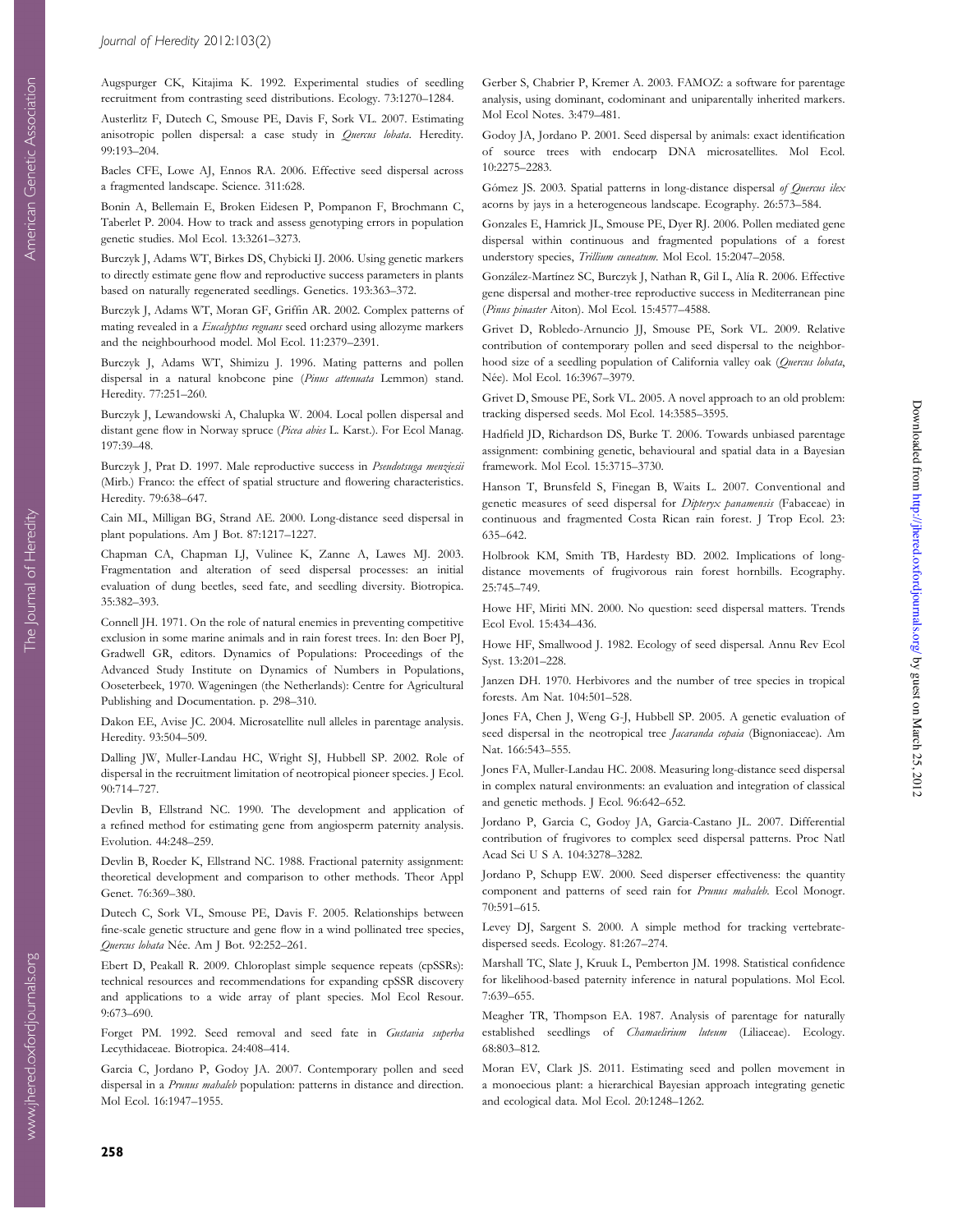Augspurger CK, Kitajima K. 1992. Experimental studies of seedling recruitment from contrasting seed distributions. Ecology. 73:1270–1284.

Austerlitz F, Dutech C, Smouse PE, Davis F, Sork VL. 2007. Estimating anisotropic pollen dispersal: a case study in *Quercus lobata*. Heredity. 99:193–204.

Bacles CFE, Lowe AJ, Ennos RA. 2006. Effective seed dispersal across a fragmented landscape. Science. 311:628.

Bonin A, Bellemain E, Broken Eidesen P, Pompanon F, Brochmann C, Taberlet P. 2004. How to track and assess genotyping errors in population genetic studies. Mol Ecol. 13:3261–3273.

Burczyk J, Adams WT, Birkes DS, Chybicki IJ. 2006. Using genetic markers to directly estimate gene flow and reproductive success parameters in plants based on naturally regenerated seedlings. Genetics. 193:363–372.

Burczyk J, Adams WT, Moran GF, Griffin AR. 2002. Complex patterns of mating revealed in a *Eucalyptus regnans* seed orchard using allozyme markers and the neighbourhood model. Mol Ecol. 11:2379–2391.

Burczyk J, Adams WT, Shimizu J. 1996. Mating patterns and pollen dispersal in a natural knobcone pine (*Pinus attenuata* Lemmon) stand. Heredity. 77:251–260.

Burczyk J, Lewandowski A, Chalupka W. 2004. Local pollen dispersal and distant gene flow in Norway spruce (*Picea abies* L. Karst.). For Ecol Manag. 197:39–48.

Burczyk J, Prat D. 1997. Male reproductive success in *Pseudotsuga menziesii* (Mirb.) Franco: the effect of spatial structure and flowering characteristics. Heredity. 79:638–647.

Cain ML, Milligan BG, Strand AE. 2000. Long-distance seed dispersal in plant populations. Am J Bot. 87:1217–1227.

Chapman CA, Chapman LJ, Vulinec K, Zanne A, Lawes MJ. 2003. Fragmentation and alteration of seed dispersal processes: an initial evaluation of dung beetles, seed fate, and seedling diversity. Biotropica. 35:382–393.

Connell JH. 1971. On the role of natural enemies in preventing competitive exclusion in some marine animals and in rain forest trees. In: den Boer PJ, Gradwell GR, editors. Dynamics of Populations: Proceedings of the Advanced Study Institute on Dynamics of Numbers in Populations, Ooseterbeek, 1970. Wageningen (the Netherlands): Centre for Agricultural Publishing and Documentation. p. 298–310.

Dakon EE, Avise JC. 2004. Microsatellite null alleles in parentage analysis. Heredity. 93:504–509.

Dalling JW, Muller-Landau HC, Wright SJ, Hubbell SP. 2002. Role of dispersal in the recruitment limitation of neotropical pioneer species. J Ecol. 90:714–727.

Devlin B, Ellstrand NC. 1990. The development and application of a refined method for estimating gene from angiosperm paternity analysis. Evolution. 44:248–259.

Devlin B, Roeder K, Ellstrand NC. 1988. Fractional paternity assignment: theoretical development and comparison to other methods. Theor Appl Genet. 76:369–380.

Dutech C, Sork VL, Smouse PE, Davis F. 2005. Relationships between fine-scale genetic structure and gene flow in a wind pollinated tree species, *Quercus lobata* Née. Am J Bot. 92:252–261.

Ebert D, Peakall R. 2009. Chloroplast simple sequence repeats (cpSSRs): technical resources and recommendations for expanding cpSSR discovery and applications to a wide array of plant species. Mol Ecol Resour. 9:673–690.

Forget PM. 1992. Seed removal and seed fate in *Gustavia superba* Lecythidaceae. Biotropica. 24:408–414.

Garcia C, Jordano P, Godoy JA. 2007. Contemporary pollen and seed dispersal in a *Prunus mahaleb* population: patterns in distance and direction. Mol Ecol. 16:1947–1955.

Gerber S, Chabrier P, Kremer A. 2003. FAMOZ: a software for parentage analysis, using dominant, codominant and uniparentally inherited markers. Mol Ecol Notes. 3:479–481.

Godoy JA, Jordano P. 2001. Seed dispersal by animals: exact identification of source trees with endocarp DNA microsatellites. Mol Ecol. 10:2275–2283.

Gómez JS. 2003. Spatial patterns in long-distance dispersal *of Quercus ilex* acorns by jays in a heterogeneous landscape. Ecography. 26:573–584.

Gonzales E, Hamrick JL, Smouse PE, Dyer RJ. 2006. Pollen mediated gene dispersal within continuous and fragmented populations of a forest understory species, *Trillium cuneatum*. Mol Ecol. 15:2047–2058.

González-Martínez SC, Burczyk J, Nathan R, Gil L, Alía R. 2006. Effective gene dispersal and mother-tree reproductive success in Mediterranean pine (*Pinus pinaster* Aiton). Mol Ecol. 15:4577–4588.

Grivet D, Robledo-Arnuncio JJ, Smouse PE, Sork VL. 2009. Relative contribution of contemporary pollen and seed dispersal to the neighborhood size of a seedling population of California valley oak (*Quercus lobata*, Née). Mol Ecol. 16:3967–3979.

Grivet D, Smouse PE, Sork VL. 2005. A novel approach to an old problem: tracking dispersed seeds. Mol Ecol. 14:3585–3595.

Hadfield JD, Richardson DS, Burke T. 2006. Towards unbiased parentage assignment: combining genetic, behavioural and spatial data in a Bayesian framework. Mol Ecol. 15:3715–3730.

Hanson T, Brunsfeld S, Finegan B, Waits L. 2007. Conventional and genetic measures of seed dispersal for *Dipteryx panamensis* (Fabaceae) in continuous and fragmented Costa Rican rain forest. J Trop Ecol. 23: 635–642.

Holbrook KM, Smith TB, Hardesty BD. 2002. Implications of long-distance movements of frugivorous rain forest hornbills. Ecography. 25:745–749.

Howe HF, Miriti MN. 2000. No question: seed dispersal matters. Trends Ecol Evol. 15:434–436.

Howe HF, Smallwood J. 1982. Ecology of seed dispersal. Annu Rev Ecol Syst. 13:201–228.

Janzen DH. 1970. Herbivores and the number of tree species in tropical forests. Am Nat. 104:501–528.

Jones FA, Chen J, Weng G-J, Hubbell SP. 2005. A genetic evaluation of seed dispersal in the neotropical tree *Jacaranda copaia* (Bignoniaceae). Am Nat. 166:543–555.

Jones FA, Muller-Landau HC. 2008. Measuring long-distance seed dispersal in complex natural environments: an evaluation and integration of classical and genetic methods. J Ecol. 96:642–652.

Jordano P, Garcia C, Godoy JA, Garcia-Castano JL. 2007. Differential contribution of frugivores to complex seed dispersal patterns. Proc Natl Acad Sci U S A. 104:3278–3282.

Jordano P, Schupp EW. 2000. Seed disperser effectiveness: the quantity component and patterns of seed rain for *Prunus mahaleb*. Ecol Monogr. 70:591–615.

Levey DJ, Sargent S. 2000. A simple method for tracking vertebrate-dispersed seeds. Ecology. 81:267–274.

Marshall TC, Slate J, Kruuk L, Pemberton JM. 1998. Statistical confidence for likelihood-based paternity inference in natural populations. Mol Ecol. 7:639–655.

Meagher TR, Thompson EA. 1987. Analysis of parentage for naturally established seedlings of *Chamaelirium luteum* (Liliaceae). Ecology. 68:803–812.

Moran EV, Clark JS. 2011. Estimating seed and pollen movement in a monoecious plant: a hierarchical Bayesian approach integrating genetic and ecological data. Mol Ecol. 20:1248–1262.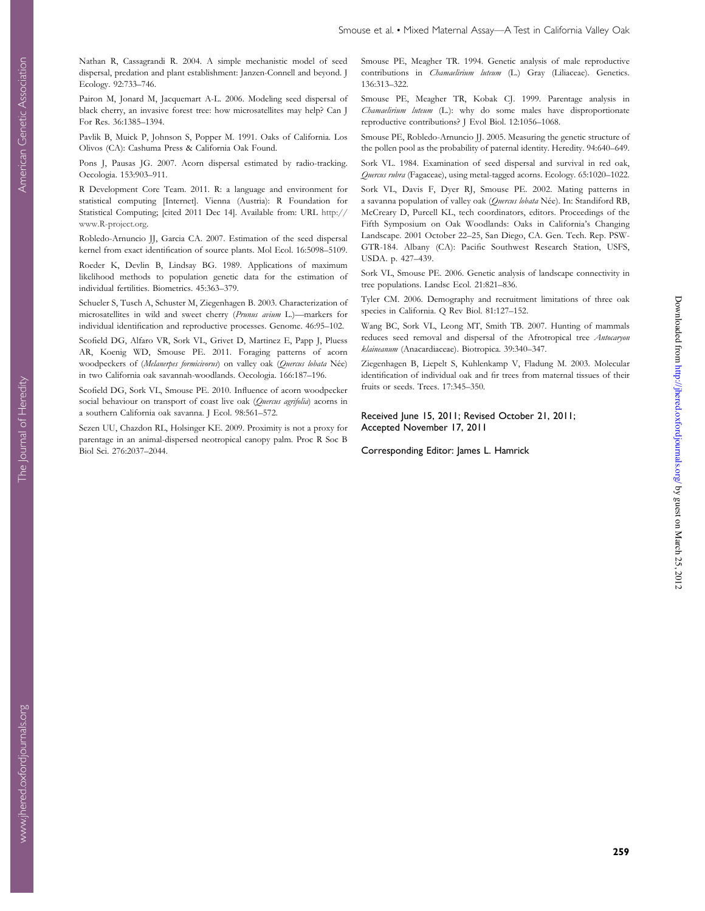Nathan R, Cassagrandi R. 2004. A simple mechanistic model of seed dispersal, predation and plant establishment: Janzen-Connell and beyond. J Ecology. 92:733–746.

Pairon M, Jonard M, Jacquemart A-L. 2006. Modeling seed dispersal of black cherry, an invasive forest tree: how microsatellites may help? Can J For Res. 36:1385–1394.

Pavlik B, Muick P, Johnson S, Popper M. 1991. Oaks of California. Los Olivos (CA): Cashuma Press & California Oak Found.

Pons J, Pausas JG. 2007. Acorn dispersal estimated by radio-tracking. Oecologia. 153:903–911.

R Development Core Team. 2011. R: a language and environment for statistical computing [Internet]. Vienna (Austria): R Foundation for Statistical Computing; [cited 2011 Dec 14]. Available from: URL http://www.R-project.org.

Robledo-Arnuncio JJ, Garcia CA. 2007. Estimation of the seed dispersal kernel from exact identification of source plants. Mol Ecol. 16:5098–5109.

Roeder K, Devlin B, Lindsay BG. 1989. Applications of maximum likelihood methods to population genetic data for the estimation of individual fertilities. Biometrics. 45:363–379.

Schueler S, Tusch A, Schuster M, Ziegenhagen B. 2003. Characterization of microsatellites in wild and sweet cherry (*Prunus avium* L.)—markers for individual identification and reproductive processes. Genome. 46:95–102.

Scofield DG, Alfaro VR, Sork VL, Grivet D, Martinez E, Papp J, Pluess AR, Koenig WD, Smouse PE. 2011. Foraging patterns of acorn woodpeckers of (*Melanerpes formicivorus*) on valley oak (*Quercus lobata* Née) in two California oak savannah-woodlands. Oecologia. 166:187–196.

Scofield DG, Sork VL, Smouse PE. 2010. Influence of acorn woodpecker social behaviour on transport of coast live oak (*Quercus agrifolia*) acorns in a southern California oak savanna. J Ecol. 98:561–572.

Sezen UU, Chazdon RL, Holsinger KE. 2009. Proximity is not a proxy for parentage in an animal-dispersed neotropical canopy palm. Proc R Soc B Biol Sci. 276:2037–2044.

Smouse PE, Meagher TR. 1994. Genetic analysis of male reproductive contributions in *Chamaelirium luteum* (L.) Gray (Liliaceae). Genetics. 136:313–322.

Smouse PE, Meagher TR, Kobak CJ. 1999. Parentage analysis in *Chamaelirium luteum* (L.): why do some males have disproportionate reproductive contributions? J Evol Biol. 12:1056–1068.

Smouse PE, Robledo-Arnuncio JJ. 2005. Measuring the genetic structure of the pollen pool as the probability of paternal identity. Heredity. 94:640–649.

Sork VL. 1984. Examination of seed dispersal and survival in red oak, *Quercus rubra* (Fagaceae), using metal-tagged acorns. Ecology. 65:1020–1022.

Sork VL, Davis F, Dyer RJ, Smouse PE. 2002. Mating patterns in a savanna population of valley oak (*Quercus lobata* Née). In: Standiford RB, McCreary D, Purcell KL, tech coordinators, editors. Proceedings of the Fifth Symposium on Oak Woodlands: Oaks in California's Changing Landscape. 2001 October 22–25, San Diego, CA. Gen. Tech. Rep. PSW-GTR-184. Albany (CA): Pacific Southwest Research Station, USFS, USDA. p. 427–439.

Sork VL, Smouse PE. 2006. Genetic analysis of landscape connectivity in tree populations. Landsc Ecol. 21:821–836.

Tyler CM. 2006. Demography and recruitment limitations of three oak species in California. Q Rev Biol. 81:127–152.

Wang BC, Sork VL, Leong MT, Smith TB. 2007. Hunting of mammals reduces seed removal and dispersal of the Afrotropical tree *Antocaryon klaineanum* (Anacardiaceae). Biotropica. 39:340–347.

Ziegenhagen B, Liepelt S, Kuhlenkamp V, Fladung M. 2003. Molecular identification of individual oak and fir trees from maternal tissues of their fruits or seeds. Trees. 17:345–350.

Received June 15, 2011; Revised October 21, 2011; Accepted November 17, 2011

Corresponding Editor: James L. Hamrick